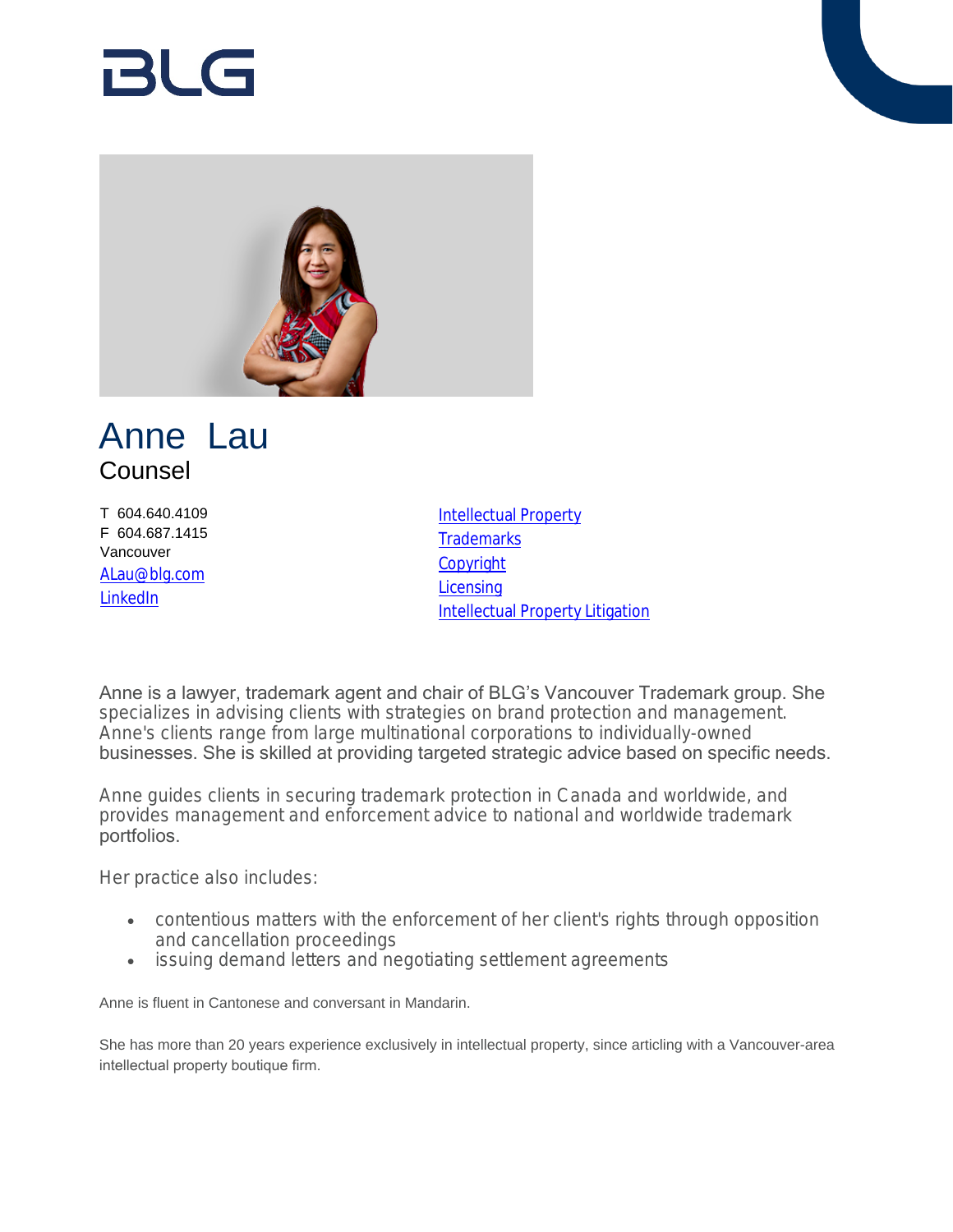BLG

# Anne Lau

Counsel

T 604.640.4109
F 604.687.1415
Vancouver
ALau@blg.com
LinkedIn

Intellectual Property
Trademarks
Copyright
Licensing
Intellectual Property Litigation

Anne is a lawyer, trademark agent and chair of BLG's Vancouver Trademark group. She specializes in advising clients with strategies on brand protection and management. Anne's clients range from large multinational corporations to individually-owned businesses. She is skilled at providing targeted strategic advice based on specific needs.

Anne guides clients in securing trademark protection in Canada and worldwide, and provides management and enforcement advice to national and worldwide trademark portfolios.

Her practice also includes:

- contentious matters with the enforcement of her client's rights through opposition and cancellation proceedings
- issuing demand letters and negotiating settlement agreements

Anne is fluent in Cantonese and conversant in Mandarin.

She has more than 20 years experience exclusively in intellectual property, since articling with a Vancouver-area intellectual property boutique firm.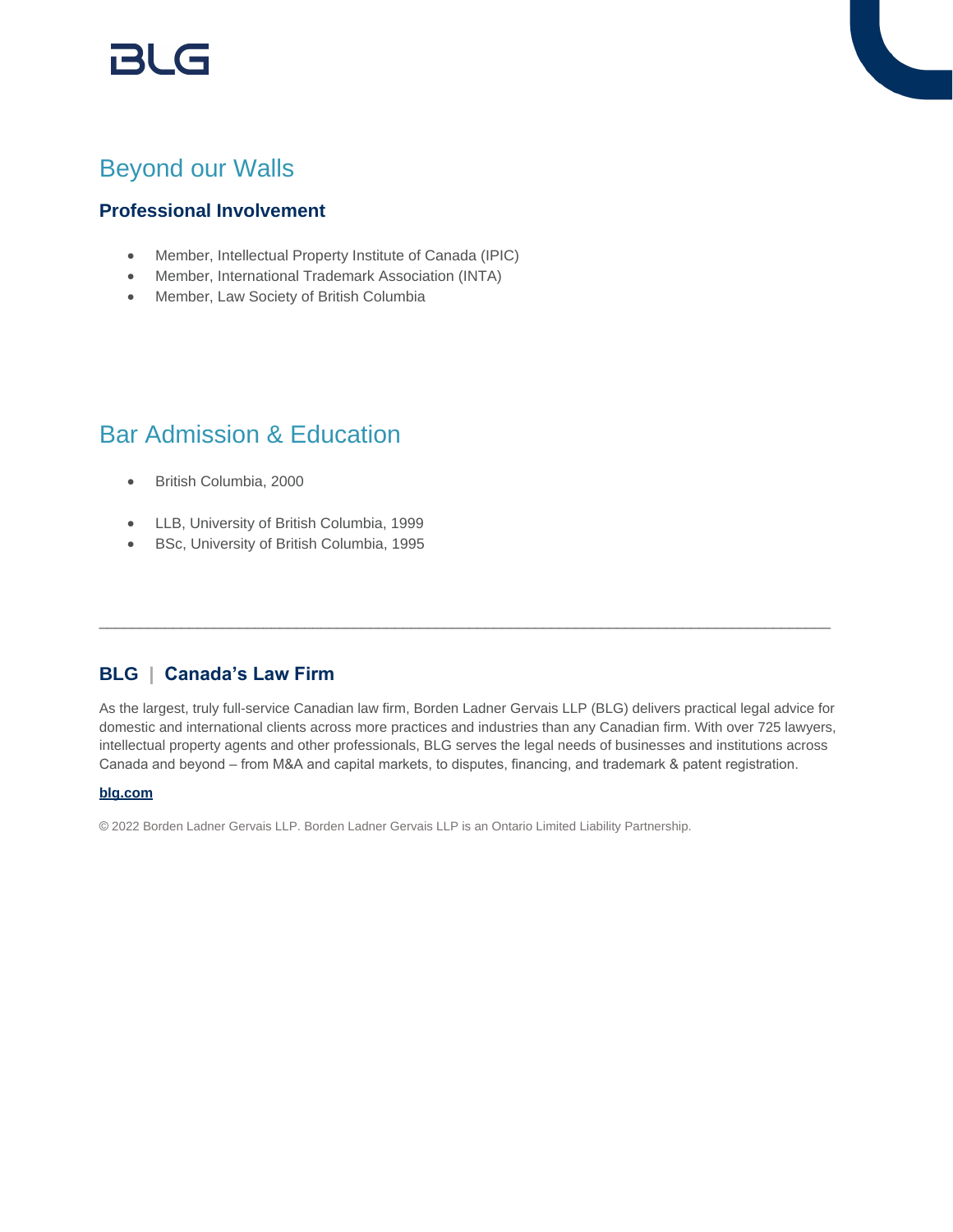## Beyond our Walls

### Professional Involvement

- Member, Intellectual Property Institute of Canada (IPIC)
- Member, International Trademark Association (INTA)
- Member, Law Society of British Columbia

## Bar Admission & Education

- British Columbia, 2000

- LLB, University of British Columbia, 1999
- BSc, University of British Columbia, 1995

---

### BLG | Canada's Law Firm

As the largest, truly full-service Canadian law firm, Borden Ladner Gervais LLP (BLG) delivers practical legal advice for domestic and international clients across more practices and industries than any Canadian firm. With over 725 lawyers, intellectual property agents and other professionals, BLG serves the legal needs of businesses and institutions across Canada and beyond – from M&A and capital markets, to disputes, financing, and trademark & patent registration.

**blg.com**

© 2022 Borden Ladner Gervais LLP. Borden Ladner Gervais LLP is an Ontario Limited Liability Partnership.